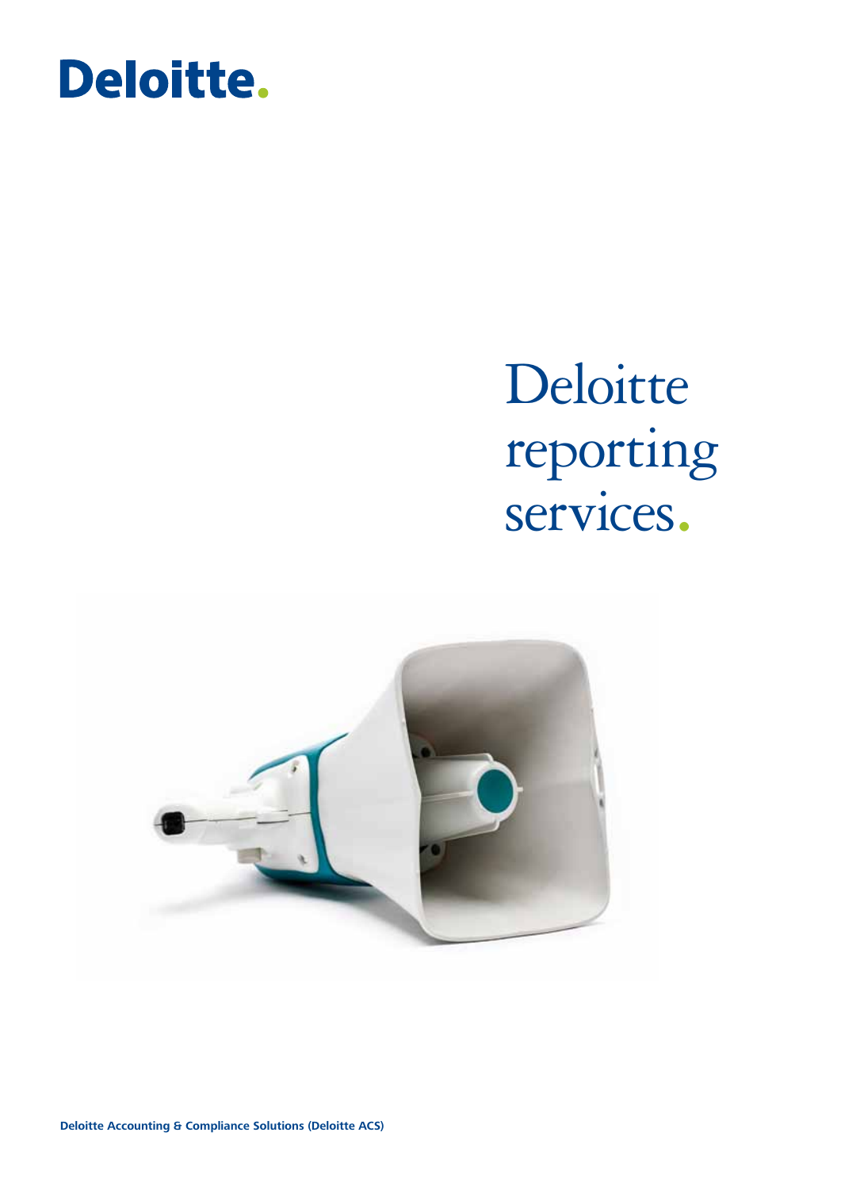Deloitte.

# Deloitte reporting services.

**Deloitte Accounting & Compliance Solutions (Deloitte ACS)**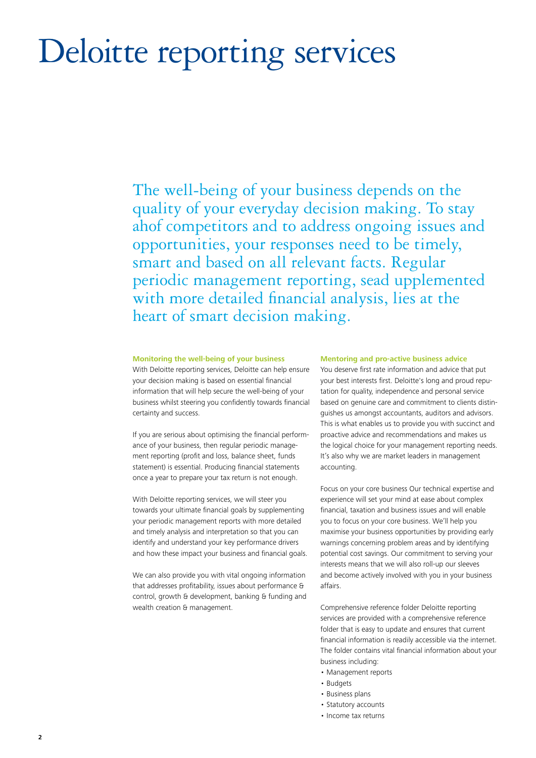# Deloitte reporting services

The well-being of your business depends on the quality of your everyday decision making. To stay ahof competitors and to address ongoing issues and opportunities, your responses need to be timely, smart and based on all relevant facts. Regular periodic management reporting, sead upplemented with more detailed financial analysis, lies at the heart of smart decision making.

**Monitoring the well-being of your business**

With Deloitte reporting services, Deloitte can help ensure your decision making is based on essential financial information that will help secure the well-being of your business whilst steering you confidently towards financial certainty and success.

If you are serious about optimising the financial performance of your business, then regular periodic management reporting (profit and loss, balance sheet, funds statement) is essential. Producing financial statements once a year to prepare your tax return is not enough.

With Deloitte reporting services, we will steer you towards your ultimate financial goals by supplementing your periodic management reports with more detailed and timely analysis and interpretation so that you can identify and understand your key performance drivers and how these impact your business and financial goals.

We can also provide you with vital ongoing information that addresses profitability, issues about performance & control, growth & development, banking & funding and wealth creation & management.

**Mentoring and pro-active business advice**

You deserve first rate information and advice that put your best interests first. Deloitte's long and proud reputation for quality, independence and personal service based on genuine care and commitment to clients distinguishes us amongst accountants, auditors and advisors. This is what enables us to provide you with succinct and proactive advice and recommendations and makes us the logical choice for your management reporting needs. It's also why we are market leaders in management accounting.

Focus on your core business Our technical expertise and experience will set your mind at ease about complex financial, taxation and business issues and will enable you to focus on your core business. We'll help you maximise your business opportunities by providing early warnings concerning problem areas and by identifying potential cost savings. Our commitment to serving your interests means that we will also roll-up our sleeves and become actively involved with you in your business affairs.

Comprehensive reference folder Deloitte reporting services are provided with a comprehensive reference folder that is easy to update and ensures that current financial information is readily accessible via the internet. The folder contains vital financial information about your business including:

- Management reports
- Budgets
- Business plans
- Statutory accounts
- Income tax returns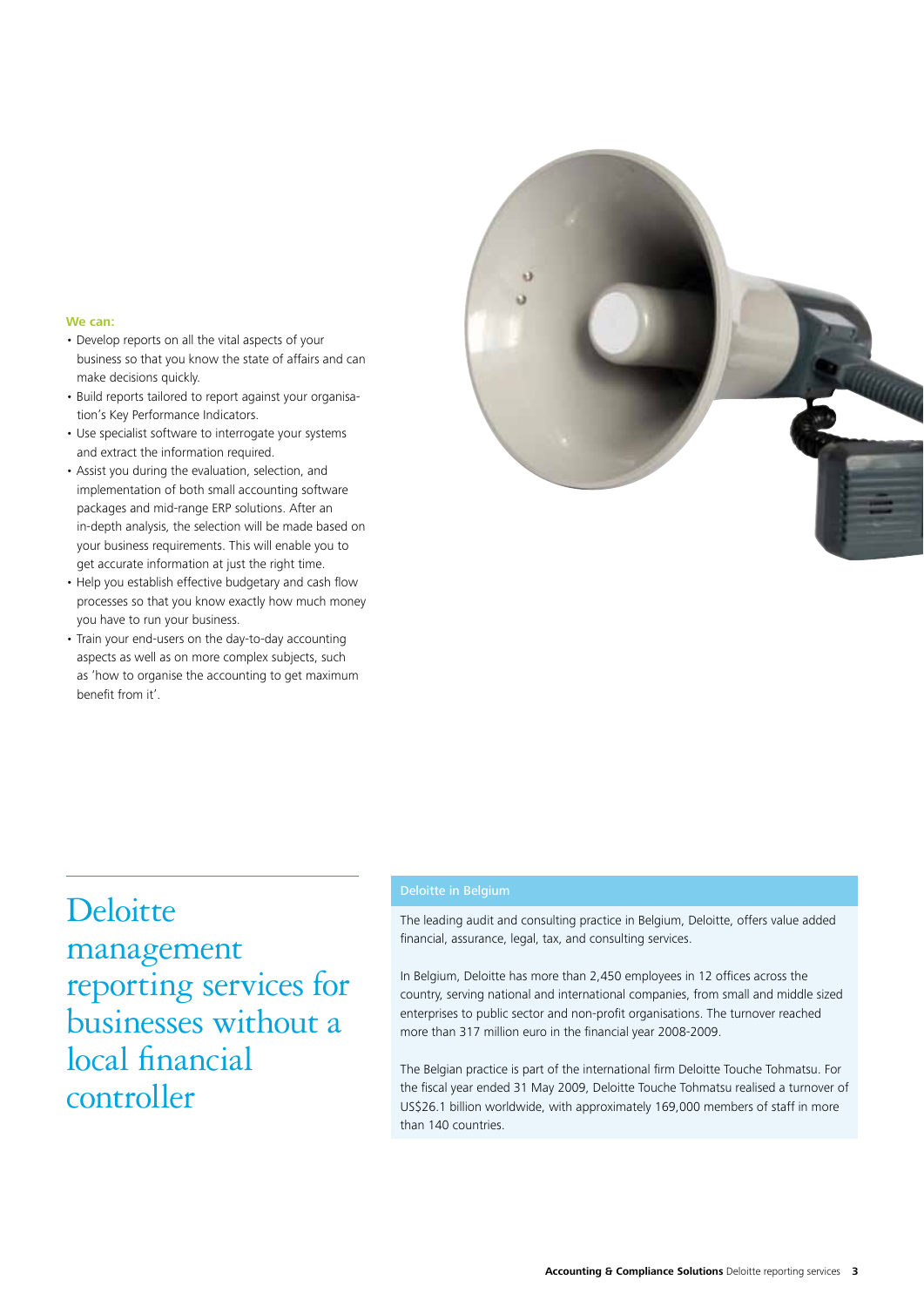**We can:**

- Develop reports on all the vital aspects of your business so that you know the state of affairs and can make decisions quickly.
- Build reports tailored to report against your organisation's Key Performance Indicators.
- Use specialist software to interrogate your systems and extract the information required.
- Assist you during the evaluation, selection, and implementation of both small accounting software packages and mid-range ERP solutions. After an in-depth analysis, the selection will be made based on your business requirements. This will enable you to get accurate information at just the right time.
- Help you establish effective budgetary and cash flow processes so that you know exactly how much money you have to run your business.
- Train your end-users on the day-to-day accounting aspects as well as on more complex subjects, such as 'how to organise the accounting to get maximum benefit from it'.

# Deloitte management reporting services for businesses without a local financial controller

## Deloitte in Belgium

The leading audit and consulting practice in Belgium, Deloitte, offers value added financial, assurance, legal, tax, and consulting services.

In Belgium, Deloitte has more than 2,450 employees in 12 offices across the country, serving national and international companies, from small and middle sized enterprises to public sector and non-profit organisations. The turnover reached more than 317 million euro in the financial year 2008-2009.

The Belgian practice is part of the international firm Deloitte Touche Tohmatsu. For the fiscal year ended 31 May 2009, Deloitte Touche Tohmatsu realised a turnover of US$26.1 billion worldwide, with approximately 169,000 members of staff in more than 140 countries.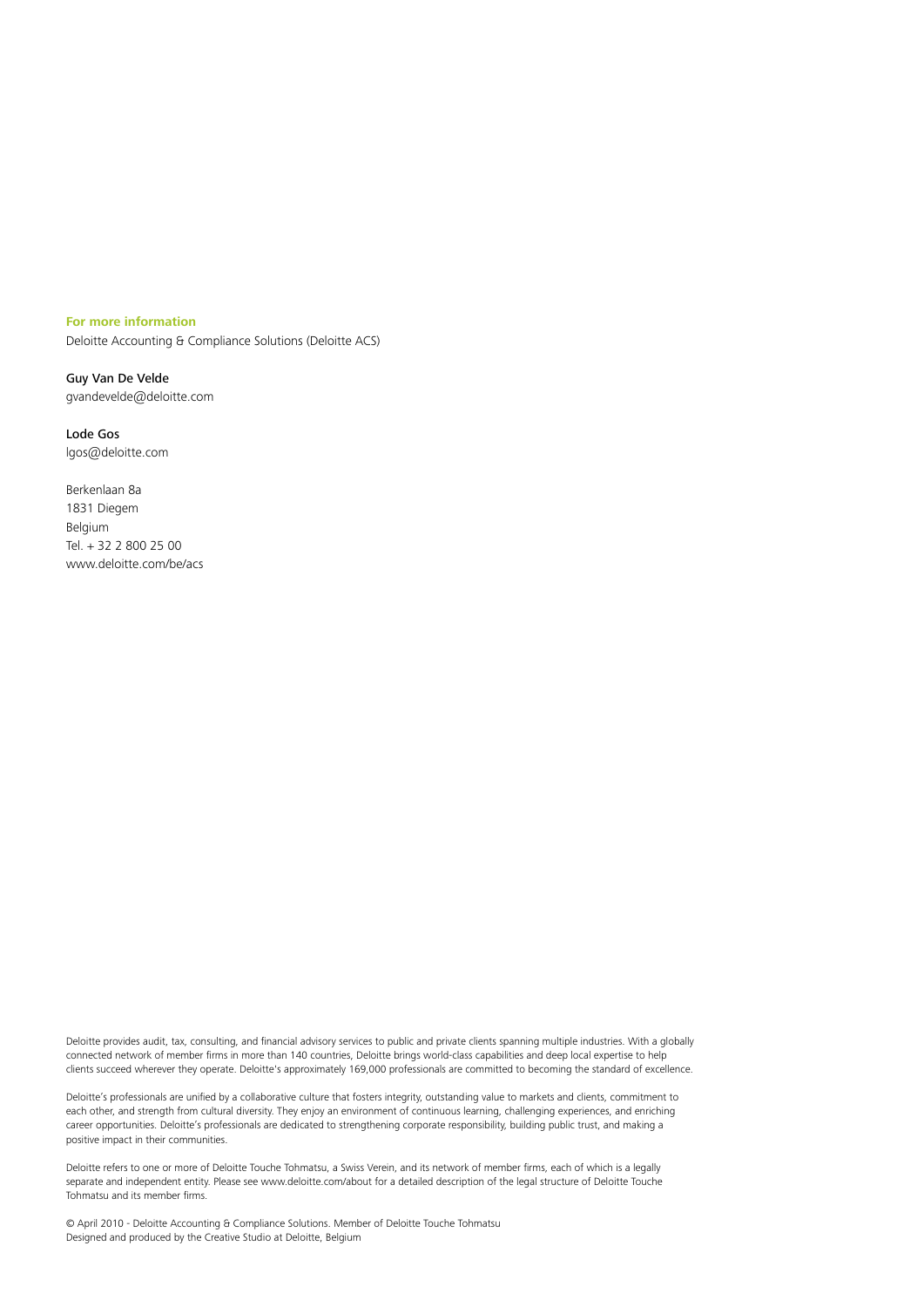**For more information**

Deloitte Accounting & Compliance Solutions (Deloitte ACS)

Guy Van De Velde
gvandevelde@deloitte.com

Lode Gos
lgos@deloitte.com

Berkenlaan 8a
1831 Diegem
Belgium
Tel. + 32 2 800 25 00
www.deloitte.com/be/acs

Deloitte provides audit, tax, consulting, and financial advisory services to public and private clients spanning multiple industries. With a globally connected network of member firms in more than 140 countries, Deloitte brings world-class capabilities and deep local expertise to help clients succeed wherever they operate. Deloitte's approximately 169,000 professionals are committed to becoming the standard of excellence.

Deloitte's professionals are unified by a collaborative culture that fosters integrity, outstanding value to markets and clients, commitment to each other, and strength from cultural diversity. They enjoy an environment of continuous learning, challenging experiences, and enriching career opportunities. Deloitte's professionals are dedicated to strengthening corporate responsibility, building public trust, and making a positive impact in their communities.

Deloitte refers to one or more of Deloitte Touche Tohmatsu, a Swiss Verein, and its network of member firms, each of which is a legally separate and independent entity. Please see www.deloitte.com/about for a detailed description of the legal structure of Deloitte Touche Tohmatsu and its member firms.

© April 2010 - Deloitte Accounting & Compliance Solutions. Member of Deloitte Touche Tohmatsu
Designed and produced by the Creative Studio at Deloitte, Belgium